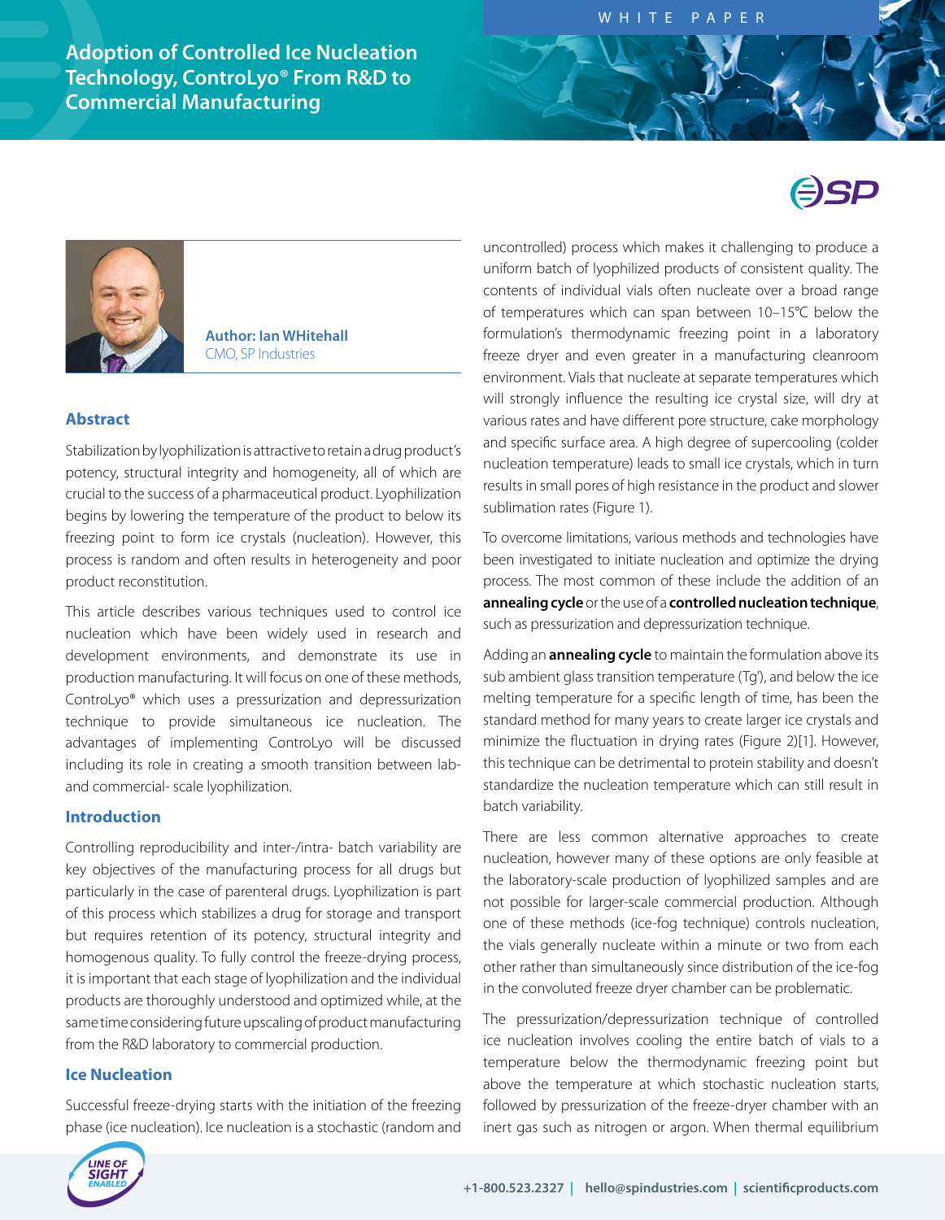WHITE PAPER

# Adoption of Controlled Ice Nucleation Technology, ControLyo® From R&D to Commercial Manufacturing

**Author: Ian WHitehall**
CMO, SP Industries

## Abstract

Stabilization by lyophilization is attractive to retain a drug product's potency, structural integrity and homogeneity, all of which are crucial to the success of a pharmaceutical product. Lyophilization begins by lowering the temperature of the product to below its freezing point to form ice crystals (nucleation). However, this process is random and often results in heterogeneity and poor product reconstitution.

This article describes various techniques used to control ice nucleation which have been widely used in research and development environments, and demonstrate its use in production manufacturing. It will focus on one of these methods, ControLyo® which uses a pressurization and depressurization technique to provide simultaneous ice nucleation. The advantages of implementing ControLyo will be discussed including its role in creating a smooth transition between lab- and commercial- scale lyophilization.

## Introduction

Controlling reproducibility and inter-/intra- batch variability are key objectives of the manufacturing process for all drugs but particularly in the case of parenteral drugs. Lyophilization is part of this process which stabilizes a drug for storage and transport but requires retention of its potency, structural integrity and homogenous quality. To fully control the freeze-drying process, it is important that each stage of lyophilization and the individual products are thoroughly understood and optimized while, at the same time considering future upscaling of product manufacturing from the R&D laboratory to commercial production.

## Ice Nucleation

Successful freeze-drying starts with the initiation of the freezing phase (ice nucleation). Ice nucleation is a stochastic (random and uncontrolled) process which makes it challenging to produce a uniform batch of lyophilized products of consistent quality. The contents of individual vials often nucleate over a broad range of temperatures which can span between 10–15°C below the formulation's thermodynamic freezing point in a laboratory freeze dryer and even greater in a manufacturing cleanroom environment. Vials that nucleate at separate temperatures which will strongly influence the resulting ice crystal size, will dry at various rates and have different pore structure, cake morphology and specific surface area. A high degree of supercooling (colder nucleation temperature) leads to small ice crystals, which in turn results in small pores of high resistance in the product and slower sublimation rates (Figure 1).

To overcome limitations, various methods and technologies have been investigated to initiate nucleation and optimize the drying process. The most common of these include the addition of an **annealing cycle** or the use of a **controlled nucleation technique**, such as pressurization and depressurization technique.

Adding an **annealing cycle** to maintain the formulation above its sub ambient glass transition temperature (Tg'), and below the ice melting temperature for a specific length of time, has been the standard method for many years to create larger ice crystals and minimize the fluctuation in drying rates (Figure 2)[1]. However, this technique can be detrimental to protein stability and doesn't standardize the nucleation temperature which can still result in batch variability.

There are less common alternative approaches to create nucleation, however many of these options are only feasible at the laboratory-scale production of lyophilized samples and are not possible for larger-scale commercial production. Although one of these methods (ice-fog technique) controls nucleation, the vials generally nucleate within a minute or two from each other rather than simultaneously since distribution of the ice-fog in the convoluted freeze dryer chamber can be problematic.

The pressurization/depressurization technique of controlled ice nucleation involves cooling the entire batch of vials to a temperature below the thermodynamic freezing point but above the temperature at which stochastic nucleation starts, followed by pressurization of the freeze-dryer chamber with an inert gas such as nitrogen or argon. When thermal equilibrium

+1-800.523.2327 | hello@spindustries.com | scientificproducts.com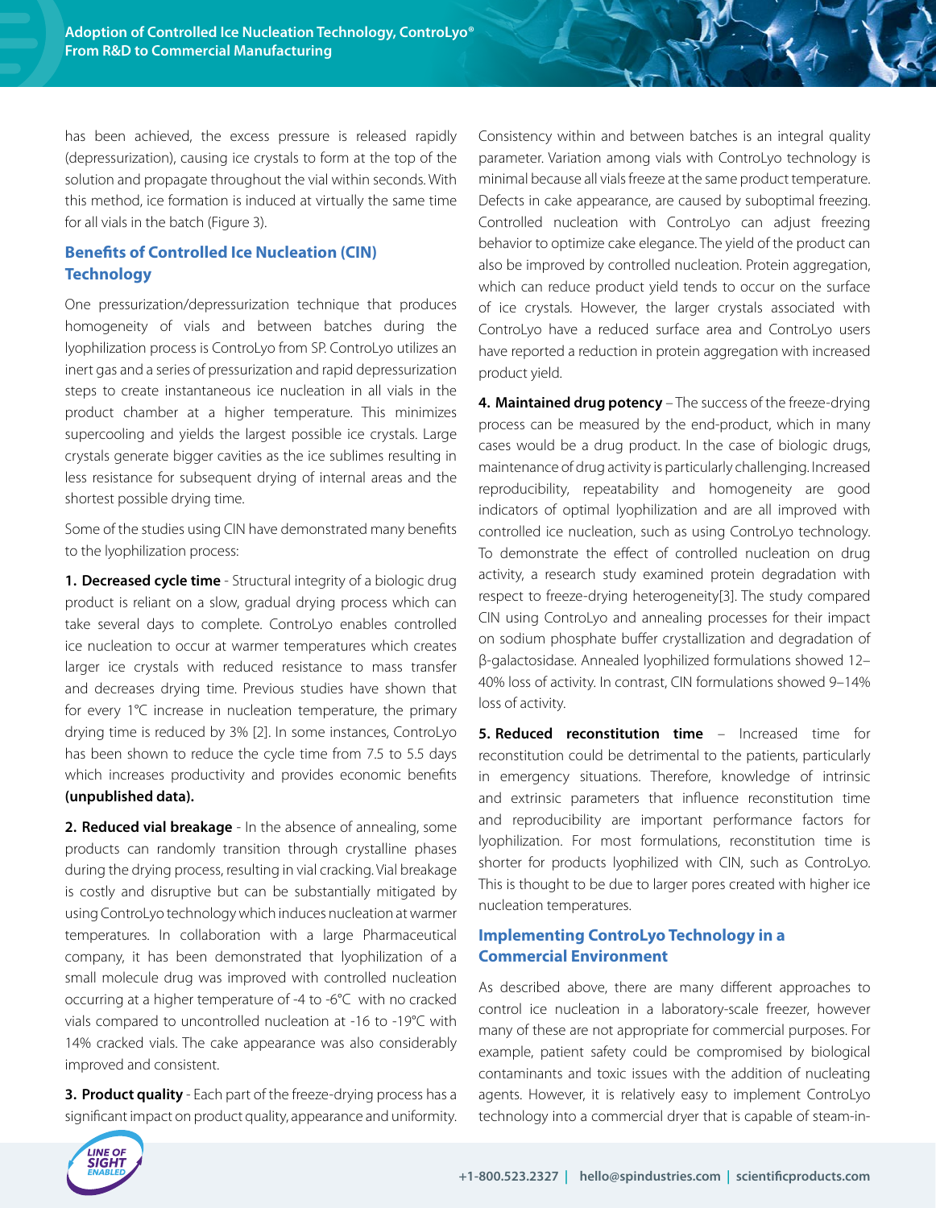has been achieved, the excess pressure is released rapidly (depressurization), causing ice crystals to form at the top of the solution and propagate throughout the vial within seconds. With this method, ice formation is induced at virtually the same time for all vials in the batch (Figure 3).

## Benefits of Controlled Ice Nucleation (CIN) Technology

One pressurization/depressurization technique that produces homogeneity of vials and between batches during the lyophilization process is ControLyo from SP. ControLyo utilizes an inert gas and a series of pressurization and rapid depressurization steps to create instantaneous ice nucleation in all vials in the product chamber at a higher temperature. This minimizes supercooling and yields the largest possible ice crystals. Large crystals generate bigger cavities as the ice sublimes resulting in less resistance for subsequent drying of internal areas and the shortest possible drying time.

Some of the studies using CIN have demonstrated many benefits to the lyophilization process:

**1. Decreased cycle time** - Structural integrity of a biologic drug product is reliant on a slow, gradual drying process which can take several days to complete. ControLyo enables controlled ice nucleation to occur at warmer temperatures which creates larger ice crystals with reduced resistance to mass transfer and decreases drying time. Previous studies have shown that for every 1°C increase in nucleation temperature, the primary drying time is reduced by 3% [2]. In some instances, ControLyo has been shown to reduce the cycle time from 7.5 to 5.5 days which increases productivity and provides economic benefits **(unpublished data).**

**2. Reduced vial breakage** - In the absence of annealing, some products can randomly transition through crystalline phases during the drying process, resulting in vial cracking. Vial breakage is costly and disruptive but can be substantially mitigated by using ControLyo technology which induces nucleation at warmer temperatures. In collaboration with a large Pharmaceutical company, it has been demonstrated that lyophilization of a small molecule drug was improved with controlled nucleation occurring at a higher temperature of -4 to -6°C with no cracked vials compared to uncontrolled nucleation at -16 to -19°C with 14% cracked vials. The cake appearance was also considerably improved and consistent.

**3. Product quality** - Each part of the freeze-drying process has a significant impact on product quality, appearance and uniformity. Consistency within and between batches is an integral quality parameter. Variation among vials with ControLyo technology is minimal because all vials freeze at the same product temperature. Defects in cake appearance, are caused by suboptimal freezing. Controlled nucleation with ControLyo can adjust freezing behavior to optimize cake elegance. The yield of the product can also be improved by controlled nucleation. Protein aggregation, which can reduce product yield tends to occur on the surface of ice crystals. However, the larger crystals associated with ControLyo have a reduced surface area and ControLyo users have reported a reduction in protein aggregation with increased product yield.

**4. Maintained drug potency** – The success of the freeze-drying process can be measured by the end-product, which in many cases would be a drug product. In the case of biologic drugs, maintenance of drug activity is particularly challenging. Increased reproducibility, repeatability and homogeneity are good indicators of optimal lyophilization and are all improved with controlled ice nucleation, such as using ControLyo technology. To demonstrate the effect of controlled nucleation on drug activity, a research study examined protein degradation with respect to freeze-drying heterogeneity[3]. The study compared CIN using ControLyo and annealing processes for their impact on sodium phosphate buffer crystallization and degradation of β-galactosidase. Annealed lyophilized formulations showed 12–40% loss of activity. In contrast, CIN formulations showed 9–14% loss of activity.

**5. Reduced reconstitution time** – Increased time for reconstitution could be detrimental to the patients, particularly in emergency situations. Therefore, knowledge of intrinsic and extrinsic parameters that influence reconstitution time and reproducibility are important performance factors for lyophilization. For most formulations, reconstitution time is shorter for products lyophilized with CIN, such as ControLyo. This is thought to be due to larger pores created with higher ice nucleation temperatures.

## Implementing ControLyo Technology in a Commercial Environment

As described above, there are many different approaches to control ice nucleation in a laboratory-scale freezer, however many of these are not appropriate for commercial purposes. For example, patient safety could be compromised by biological contaminants and toxic issues with the addition of nucleating agents. However, it is relatively easy to implement ControLyo technology into a commercial dryer that is capable of steam-in-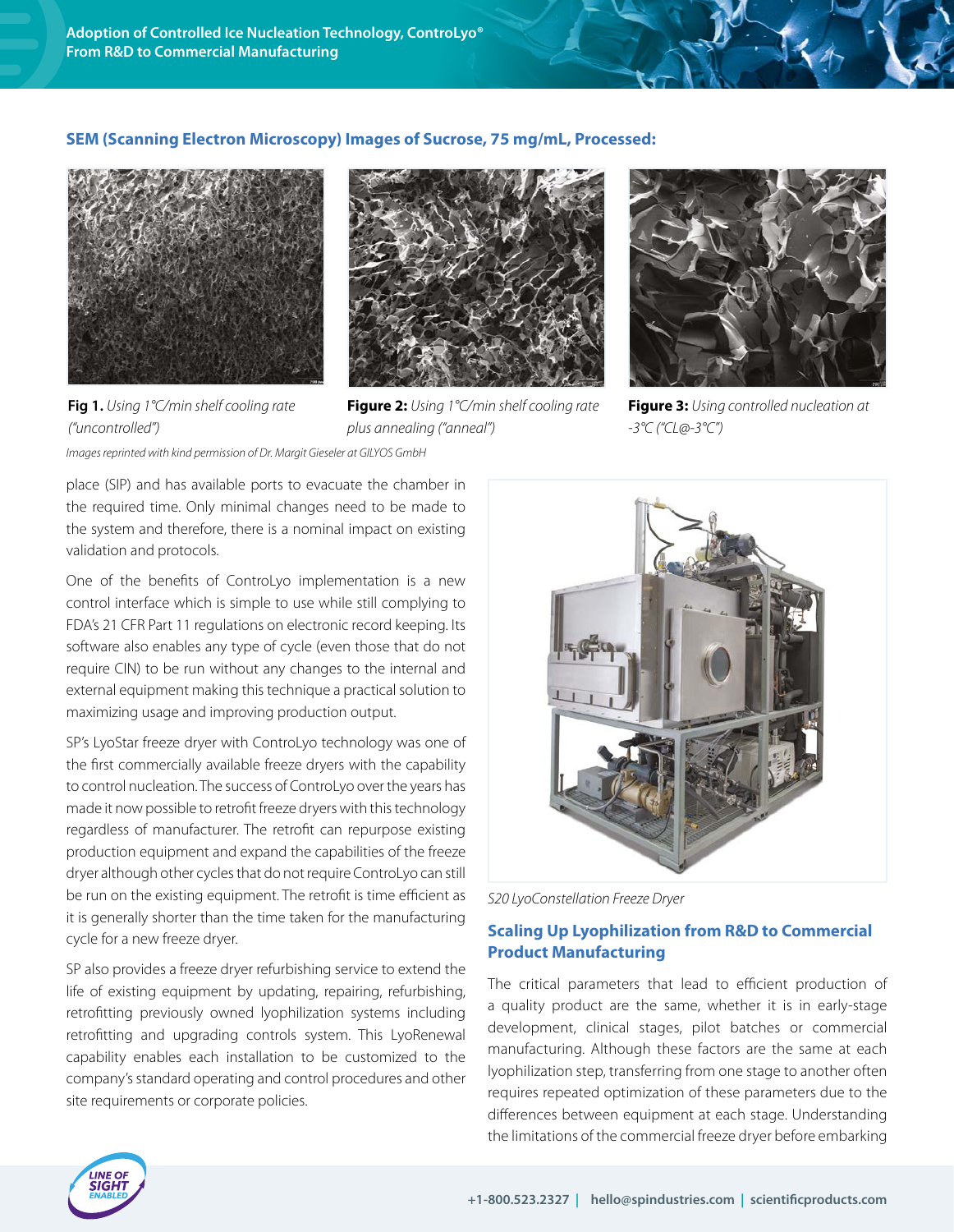### SEM (Scanning Electron Microscopy) Images of Sucrose, 75 mg/mL, Processed:

**Fig 1.** *Using 1°C/min shelf cooling rate ("uncontrolled")*

**Figure 2:** *Using 1°C/min shelf cooling rate plus annealing ("anneal")*

**Figure 3:** *Using controlled nucleation at -3°C ("CL@-3°C")*

*Images reprinted with kind permission of Dr. Margit Gieseler at GILYOS GmbH*

place (SIP) and has available ports to evacuate the chamber in the required time. Only minimal changes need to be made to the system and therefore, there is a nominal impact on existing validation and protocols.

One of the benefits of ControLyo implementation is a new control interface which is simple to use while still complying to FDA's 21 CFR Part 11 regulations on electronic record keeping. Its software also enables any type of cycle (even those that do not require CIN) to be run without any changes to the internal and external equipment making this technique a practical solution to maximizing usage and improving production output.

SP's LyoStar freeze dryer with ControLyo technology was one of the first commercially available freeze dryers with the capability to control nucleation. The success of ControLyo over the years has made it now possible to retrofit freeze dryers with this technology regardless of manufacturer. The retrofit can repurpose existing production equipment and expand the capabilities of the freeze dryer although other cycles that do not require ControLyo can still be run on the existing equipment. The retrofit is time efficient as it is generally shorter than the time taken for the manufacturing cycle for a new freeze dryer.

SP also provides a freeze dryer refurbishing service to extend the life of existing equipment by updating, repairing, refurbishing, retrofitting previously owned lyophilization systems including retrofitting and upgrading controls system. This LyoRenewal capability enables each installation to be customized to the company's standard operating and control procedures and other site requirements or corporate policies.

*S20 LyoConstellation Freeze Dryer*

### Scaling Up Lyophilization from R&D to Commercial Product Manufacturing

The critical parameters that lead to efficient production of a quality product are the same, whether it is in early-stage development, clinical stages, pilot batches or commercial manufacturing. Although these factors are the same at each lyophilization step, transferring from one stage to another often requires repeated optimization of these parameters due to the differences between equipment at each stage. Understanding the limitations of the commercial freeze dryer before embarking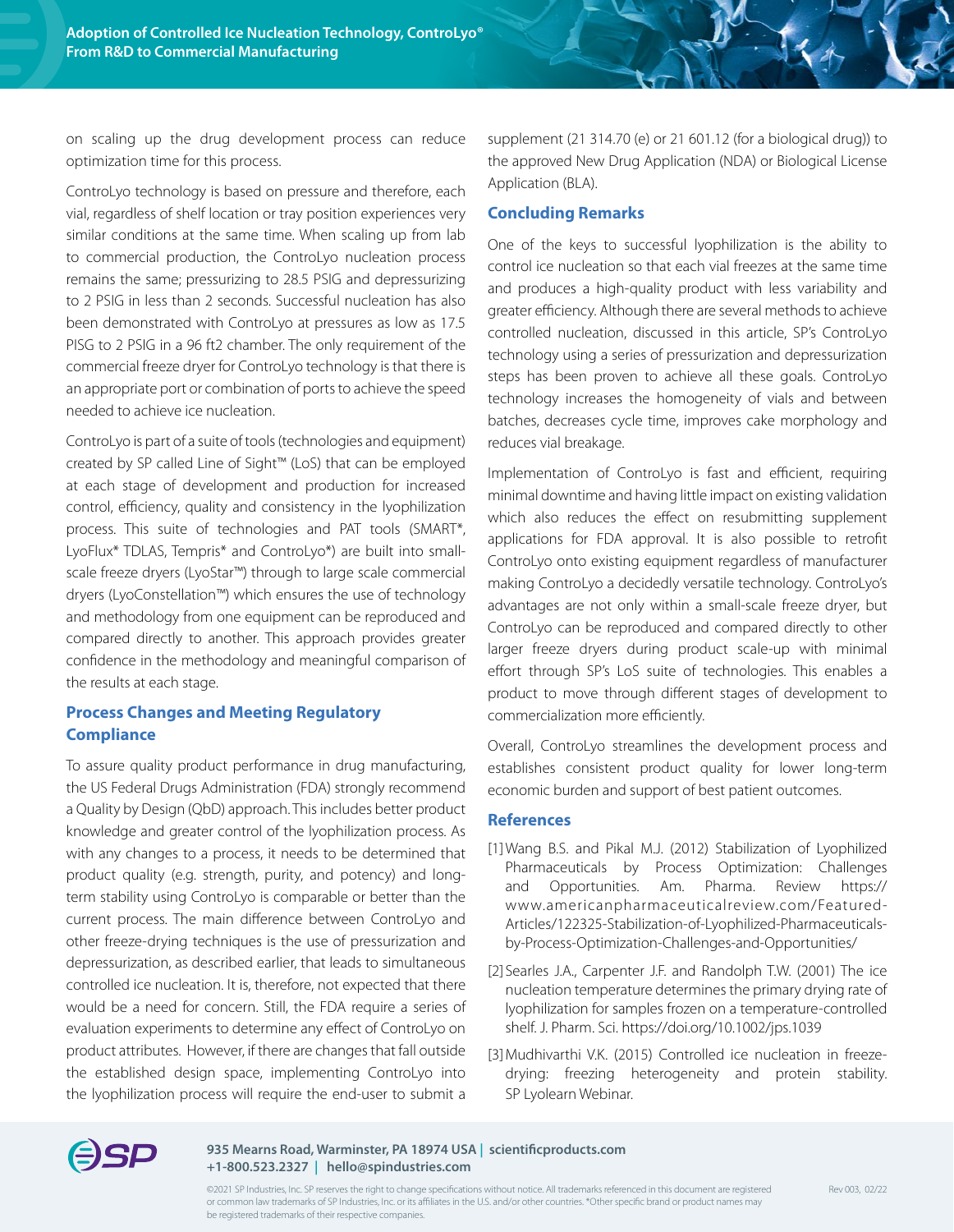on scaling up the drug development process can reduce optimization time for this process.

ControLyo technology is based on pressure and therefore, each vial, regardless of shelf location or tray position experiences very similar conditions at the same time. When scaling up from lab to commercial production, the ControLyo nucleation process remains the same; pressurizing to 28.5 PSIG and depressurizing to 2 PSIG in less than 2 seconds. Successful nucleation has also been demonstrated with ControLyo at pressures as low as 17.5 PISG to 2 PSIG in a 96 ft2 chamber. The only requirement of the commercial freeze dryer for ControLyo technology is that there is an appropriate port or combination of ports to achieve the speed needed to achieve ice nucleation.

ControLyo is part of a suite of tools (technologies and equipment) created by SP called Line of Sight™ (LoS) that can be employed at each stage of development and production for increased control, efficiency, quality and consistency in the lyophilization process. This suite of technologies and PAT tools (SMART*, LyoFlux* TDLAS, Tempris* and ControLyo*) are built into small-scale freeze dryers (LyoStar™) through to large scale commercial dryers (LyoConstellation™) which ensures the use of technology and methodology from one equipment can be reproduced and compared directly to another. This approach provides greater confidence in the methodology and meaningful comparison of the results at each stage.

## Process Changes and Meeting Regulatory Compliance

To assure quality product performance in drug manufacturing, the US Federal Drugs Administration (FDA) strongly recommend a Quality by Design (QbD) approach. This includes better product knowledge and greater control of the lyophilization process. As with any changes to a process, it needs to be determined that product quality (e.g. strength, purity, and potency) and long-term stability using ControLyo is comparable or better than the current process. The main difference between ControLyo and other freeze-drying techniques is the use of pressurization and depressurization, as described earlier, that leads to simultaneous controlled ice nucleation. It is, therefore, not expected that there would be a need for concern. Still, the FDA require a series of evaluation experiments to determine any effect of ControLyo on product attributes. However, if there are changes that fall outside the established design space, implementing ControLyo into the lyophilization process will require the end-user to submit a supplement (21 314.70 (e) or 21 601.12 (for a biological drug)) to the approved New Drug Application (NDA) or Biological License Application (BLA).

## Concluding Remarks

One of the keys to successful lyophilization is the ability to control ice nucleation so that each vial freezes at the same time and produces a high-quality product with less variability and greater efficiency. Although there are several methods to achieve controlled nucleation, discussed in this article, SP's ControLyo technology using a series of pressurization and depressurization steps has been proven to achieve all these goals. ControLyo technology increases the homogeneity of vials and between batches, decreases cycle time, improves cake morphology and reduces vial breakage.

Implementation of ControLyo is fast and efficient, requiring minimal downtime and having little impact on existing validation which also reduces the effect on resubmitting supplement applications for FDA approval. It is also possible to retrofit ControLyo onto existing equipment regardless of manufacturer making ControLyo a decidedly versatile technology. ControLyo's advantages are not only within a small-scale freeze dryer, but ControLyo can be reproduced and compared directly to other larger freeze dryers during product scale-up with minimal effort through SP's LoS suite of technologies. This enables a product to move through different stages of development to commercialization more efficiently.

Overall, ControLyo streamlines the development process and establishes consistent product quality for lower long-term economic burden and support of best patient outcomes.

## References

[1] Wang B.S. and Pikal M.J. (2012) Stabilization of Lyophilized Pharmaceuticals by Process Optimization: Challenges and Opportunities. Am. Pharma. Review https://www.americanpharmaceuticalreview.com/Featured-Articles/122325-Stabilization-of-Lyophilized-Pharmaceuticals-by-Process-Optimization-Challenges-and-Opportunities/

[2] Searles J.A., Carpenter J.F. and Randolph T.W. (2001) The ice nucleation temperature determines the primary drying rate of lyophilization for samples frozen on a temperature-controlled shelf. J. Pharm. Sci. https://doi.org/10.1002/jps.1039

[3] Mudhivarthi V.K. (2015) Controlled ice nucleation in freeze-drying: freezing heterogeneity and protein stability. SP Lyolearn Webinar.

**935 Mearns Road, Warminster, PA 18974 USA | scientificproducts.com**
**+1-800.523.2327 | hello@spindustries.com**

©2021 SP Industries, Inc. SP reserves the right to change specifications without notice. All trademarks referenced in this document are registered or common law trademarks of SP Industries, Inc. or its affiliates in the U.S. and/or other countries. *Other specific brand or product names may be registered trademarks of their respective companies.

Rev 003, 02/22